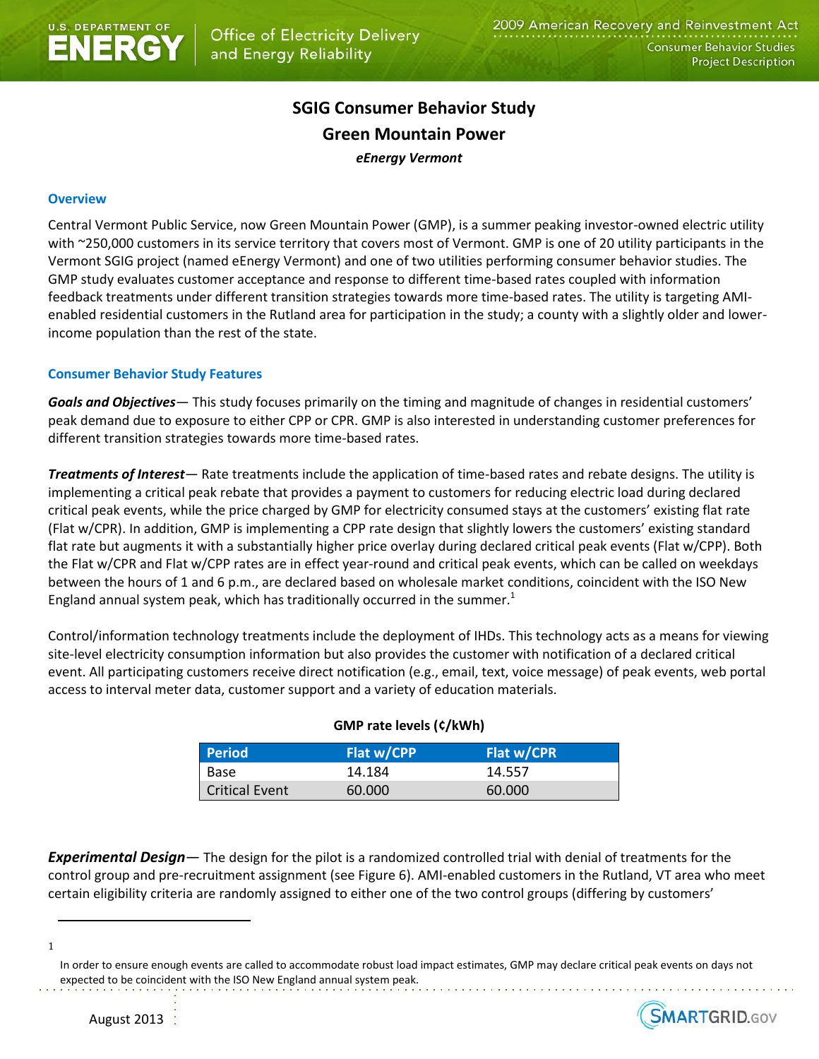# SGIG Consumer Behavior Study

## Green Mountain Power

***eEnergy Vermont***

### Overview

Central Vermont Public Service, now Green Mountain Power (GMP), is a summer peaking investor-owned electric utility with ~250,000 customers in its service territory that covers most of Vermont. GMP is one of 20 utility participants in the Vermont SGIG project (named eEnergy Vermont) and one of two utilities performing consumer behavior studies. The GMP study evaluates customer acceptance and response to different time-based rates coupled with information feedback treatments under different transition strategies towards more time-based rates. The utility is targeting AMI-enabled residential customers in the Rutland area for participation in the study; a county with a slightly older and lower-income population than the rest of the state.

### Consumer Behavior Study Features

***Goals and Objectives***— This study focuses primarily on the timing and magnitude of changes in residential customers' peak demand due to exposure to either CPP or CPR. GMP is also interested in understanding customer preferences for different transition strategies towards more time-based rates.

***Treatments of Interest***— Rate treatments include the application of time-based rates and rebate designs. The utility is implementing a critical peak rebate that provides a payment to customers for reducing electric load during declared critical peak events, while the price charged by GMP for electricity consumed stays at the customers' existing flat rate (Flat w/CPR). In addition, GMP is implementing a CPP rate design that slightly lowers the customers' existing standard flat rate but augments it with a substantially higher price overlay during declared critical peak events (Flat w/CPP). Both the Flat w/CPR and Flat w/CPP rates are in effect year-round and critical peak events, which can be called on weekdays between the hours of 1 and 6 p.m., are declared based on wholesale market conditions, coincident with the ISO New England annual system peak, which has traditionally occurred in the summer.[1]

Control/information technology treatments include the deployment of IHDs. This technology acts as a means for viewing site-level electricity consumption information but also provides the customer with notification of a declared critical event. All participating customers receive direct notification (e.g., email, text, voice message) of peak events, web portal access to interval meter data, customer support and a variety of education materials.

**GMP rate levels (¢/kWh)**

| Period | Flat w/CPP | Flat w/CPR |
|---|---|---|
| Base | 14.184 | 14.557 |
| Critical Event | 60.000 | 60.000 |

***Experimental Design***— The design for the pilot is a randomized controlled trial with denial of treatments for the control group and pre-recruitment assignment (see Figure 6). AMI-enabled customers in the Rutland, VT area who meet certain eligibility criteria are randomly assigned to either one of the two control groups (differing by customers'

[1] In order to ensure enough events are called to accommodate robust load impact estimates, GMP may declare critical peak events on days not expected to be coincident with the ISO New England annual system peak.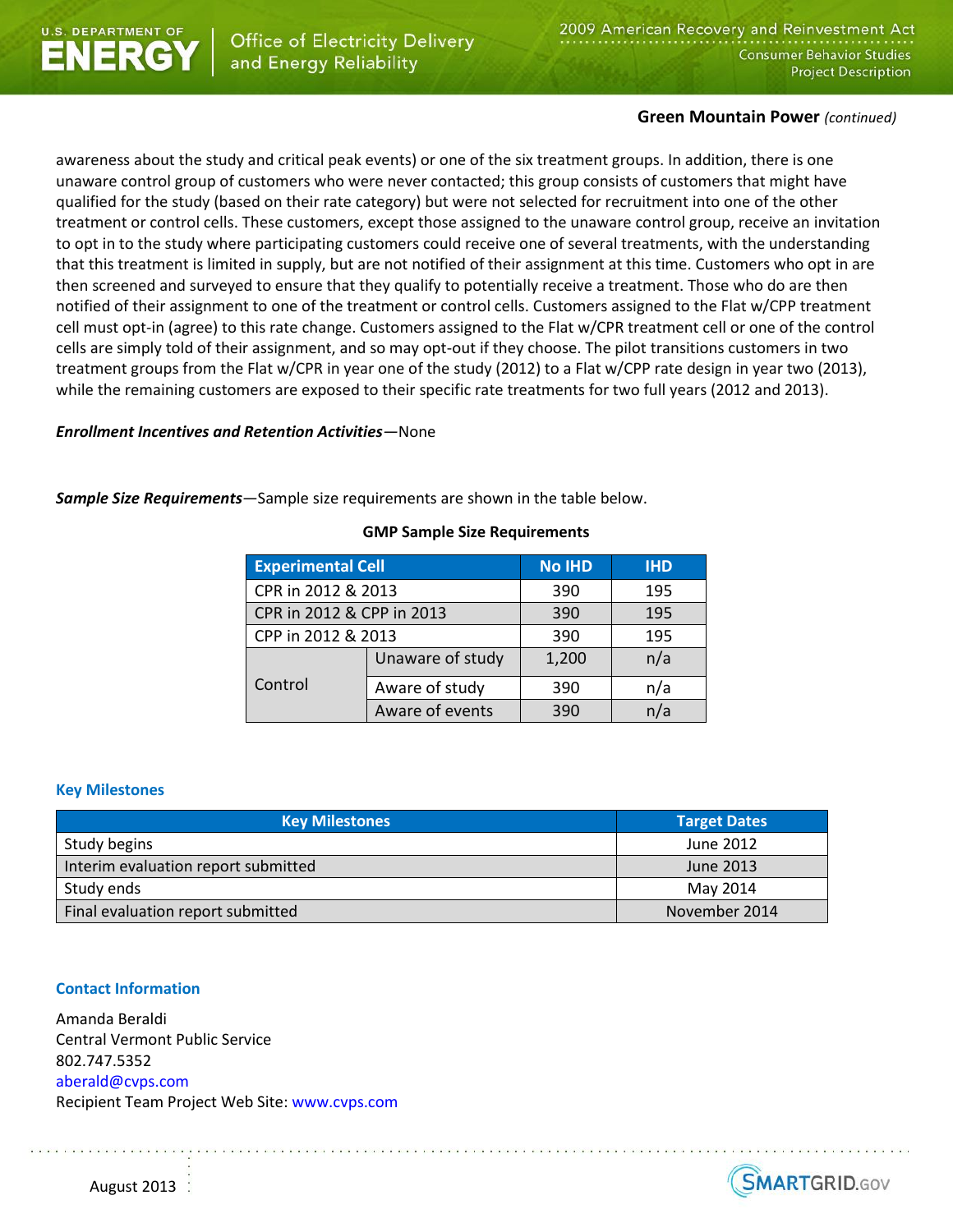**Green Mountain Power** *(continued)*

awareness about the study and critical peak events) or one of the six treatment groups. In addition, there is one unaware control group of customers who were never contacted; this group consists of customers that might have qualified for the study (based on their rate category) but were not selected for recruitment into one of the other treatment or control cells. These customers, except those assigned to the unaware control group, receive an invitation to opt in to the study where participating customers could receive one of several treatments, with the understanding that this treatment is limited in supply, but are not notified of their assignment at this time. Customers who opt in are then screened and surveyed to ensure that they qualify to potentially receive a treatment. Those who do are then notified of their assignment to one of the treatment or control cells. Customers assigned to the Flat w/CPP treatment cell must opt-in (agree) to this rate change. Customers assigned to the Flat w/CPR treatment cell or one of the control cells are simply told of their assignment, and so may opt-out if they choose. The pilot transitions customers in two treatment groups from the Flat w/CPR in year one of the study (2012) to a Flat w/CPP rate design in year two (2013), while the remaining customers are exposed to their specific rate treatments for two full years (2012 and 2013).

***Enrollment Incentives and Retention Activities***—None

***Sample Size Requirements***—Sample size requirements are shown in the table below.

**GMP Sample Size Requirements**

| Experimental Cell | | No IHD | IHD |
|---|---|---|---|
| CPR in 2012 & 2013 | | 390 | 195 |
| CPR in 2012 & CPP in 2013 | | 390 | 195 |
| CPP in 2012 & 2013 | | 390 | 195 |
| Control | Unaware of study | 1,200 | n/a |
| | Aware of study | 390 | n/a |
| | Aware of events | 390 | n/a |

## Key Milestones

| Key Milestones | Target Dates |
|---|---|
| Study begins | June 2012 |
| Interim evaluation report submitted | June 2013 |
| Study ends | May 2014 |
| Final evaluation report submitted | November 2014 |

## Contact Information

Amanda Beraldi
Central Vermont Public Service
802.747.5352
aberald@cvps.com
Recipient Team Project Web Site: www.cvps.com